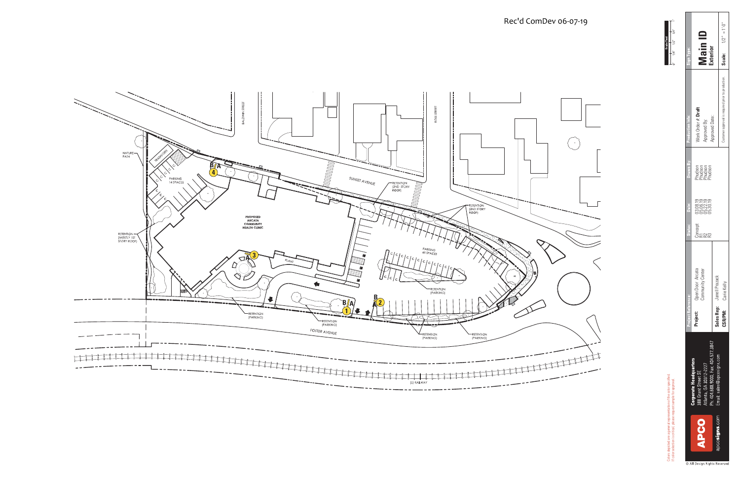Rec'd ComDev 06-07-19

NATURE PATH

TRASH/RECYCLE

PARKING 14 SPACES

BALDWIN STREET

ROSS STREET

SUNSET AVENUE

RETENTION (2ND STORY ROOF)

RETENTION (2ND STORY ROOF)

PROPOSED ARCATA COMMUNITY HEALTH CLINIC

RETENTION (MOSTLY 1ST STORY ROOF)

PLANT

PARKING 65 SPACES

RETENTION (PARKING)

RETENTION (PARKING)

RETENTION (PARKING)

RETENTION (PARKING)

RETENTION (PARKING)

FOSTER AVENUE

(E) RAILWAY

B/A 4

B/A 3

B/A 1

B/A 2

Colors depicted are a general representation of the color specified. If color selection is critical, please request sample for approval.

**APCO** apcosigns.com

**Corporate Headquarters**
388 Grant Street SE
Atlanta, GA 30312-2227
Ph: 404.688.9000, Fax: 404.577.3847
Email: sales@apcosigns.com

| Project Reference: | |
|---|---|
| Project: | Open Door: Arcata Community Center |
| Sales Rep: | Janell Piazack |
| CSR/PM: | Carrie Kelly |

| Status: | Date: | Drawn By: |
|---|---|---|
| Concept | 03.08.19 | Phudson |
| R1 | 05.06.19 | Phudson |
| R2 | 05.22.19 | Phudson |
| R3 | 05.30.19 | Phudson |

**Production Info:**
Work Order #: **Draft**
Approved By:
Approved Date:

Customer approval is required prior to production.

**Sign Type:**
**Main ID**
**Exterior**

**Scale:** 1/2" = 1'-0"

Scale feet: 0", 1/4", 1/2", 3/4", 1"

© All Design Rights Reserved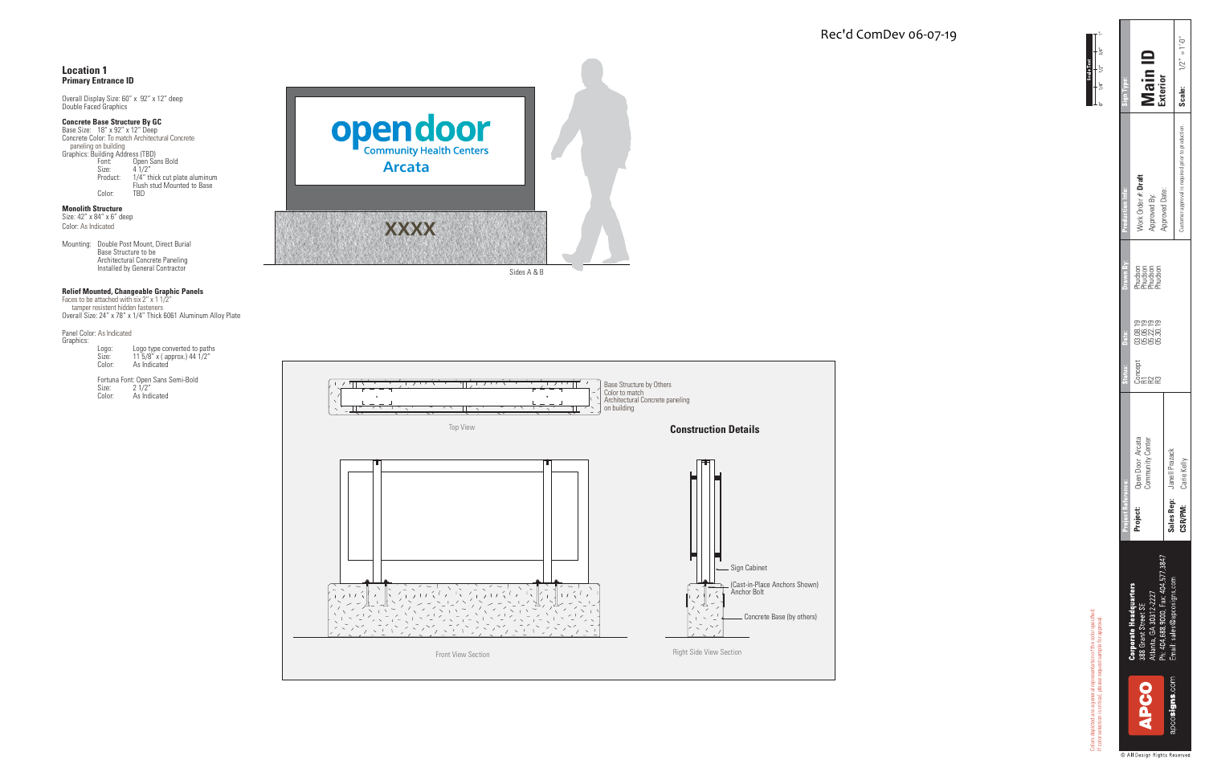Rec'd ComDev 06-07-19

## Location 1
**Primary Entrance ID**

Overall Display Size: 60" x 92" x 12" deep
Double Faced Graphics

**Concrete Base Structure By GC**
Base Size: 18" x 92" x 12" Deep
Concrete Color: To match Architectural Concrete paneling on building
Graphics: Building Address (TBD)

| | |
|---|---|
| Font: | Open Sans Bold |
| Size: | 4 1/2" |
| Product: | 1/4" thick cut plate aluminum Flush stud Mounted to Base |
| Color: | TBD |

**Monolith Structure**
Size: 42" x 84" x 6" deep
Color: As Indicated

Mounting: Double Post Mount, Direct Burial
Base Structure to be Architectural Concrete Paneling Installed by General Contractor

**Relief Mounted, Changeable Graphic Panels**
Faces to be attached with six 2" x 1 1/2" tamper resistent hidden fasteners
Overall Size: 24" x 78" x 1/4" Thick 6061 Aluminum Alloy Plate

Panel Color: As Indicated
Graphics:

| | |
|---|---|
| Logo: | Logo type converted to paths |
| Size: | 11 5/8" x ( approx.) 44 1/2" |
| Color: | As Indicated |

Fortuna Font: Open Sans Semi-Bold

| | |
|---|---|
| Size: | 2 1/2" |
| Color: | As Indicated |

opendoor Community Health Centers
Arcata

XXXX

Sides A & B

Top View

Base Structure by Others
Color to match
Architectural Concrete paneling on building

### Construction Details

Front View Section

Sign Cabinet
(Cast-in-Place Anchors Shown) Anchor Bolt
Concrete Base (by others)

Right Side View Section

| Status: | Date: | Drawn By: |
|---|---|---|
| Concept | 03.08.19 | Phudson |
| R1 | 05.06.19 | Phudson |
| R2 | 05.22.19 | Phudson |
| R3 | 05.30.19 | Phudson |

**Project Reference:**
**Project:** Open Door Arcata Community Center
**Sales Rep:** Janell Plazack
**CSR/PM:** Carrie Kelly

**Production Info:**
Work Order #: **Draft**
Approved By:
Approved Date:

Customer approval is required prior to production.

**Sign Type:**
**Main ID**
**Exterior**

**Scale:** 1/2" = 1'-0"

**APCO**
**Corporate Headquarters**
388 Grant Street SE
Atlanta, GA 30312-2227
Ph: 404.688.9000, Fax: 404.577.3847
Email: sales@apcosigns.com
apcosigns.com

Colors depicted are a general representation of the color specified.
If color selection is critical, please request sample for approval.

© All Design Rights Reserved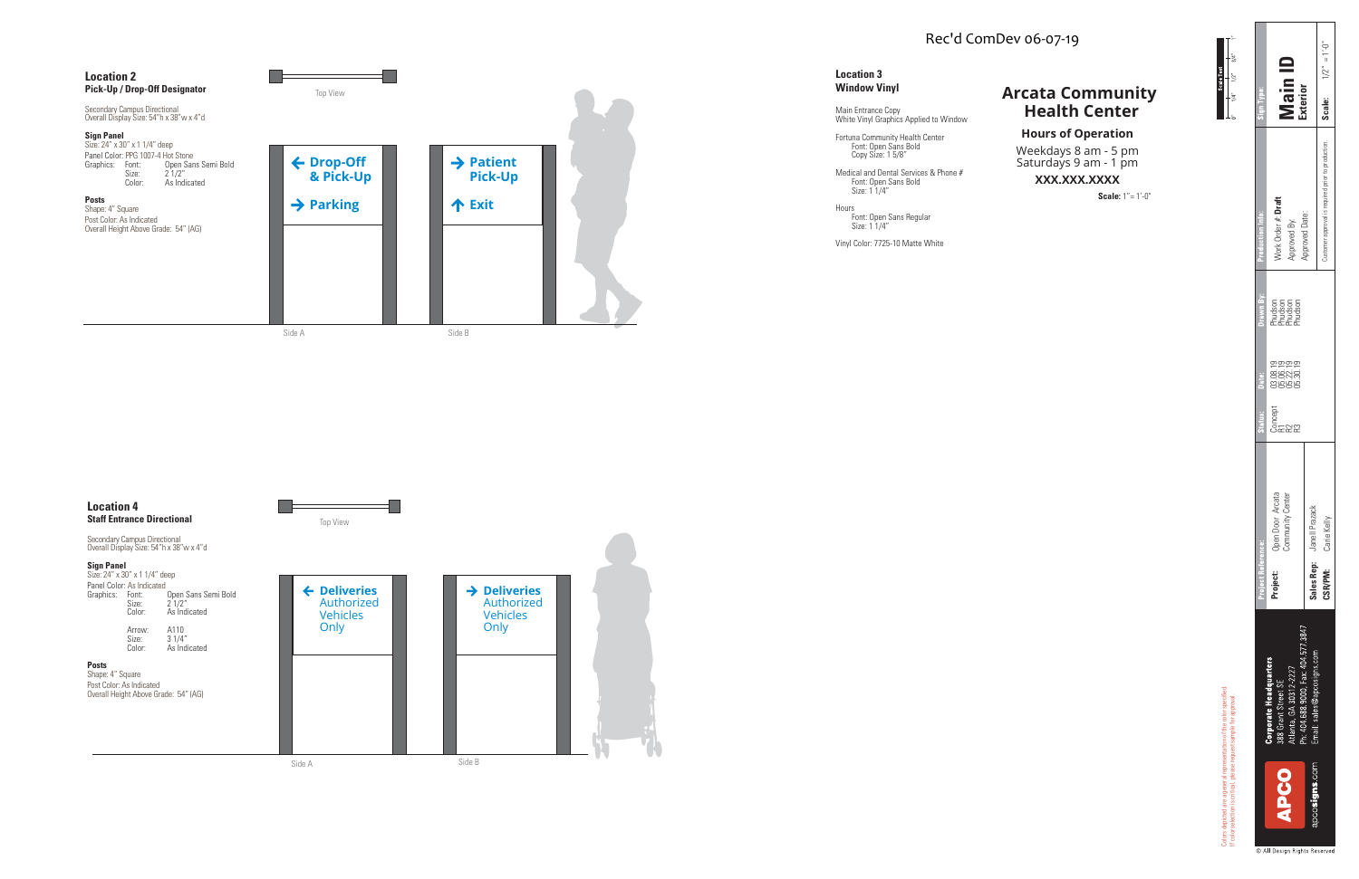Rec'd ComDev 06-07-19

## Location 2
**Pick-Up / Drop-Off Designator**

Secondary Campus Directional
Overall Display Size: 54"h x 38"w x 4"d

**Sign Panel**
Size: 24" x 30" x 1 1/4" deep
Panel Color: PPG 1007-4 Hot Stone
Graphics: Font: Open Sans Semi Bold
Size: 2 1/2"
Color: As Indicated

**Posts**
Shape: 4" Square
Post Color: As Indicated
Overall Height Above Grade: 54" (AG)

Top View

← Drop-Off & Pick-Up
→ Parking

Side A

→ Patient Pick-Up
↑ Exit

Side B

## Location 3
**Window Vinyl**

Main Entrance Copy
White Vinyl Graphics Applied to Window

Fortuna Community Health Center
Font: Open Sans Bold
Copy Size: 1 5/8"

Medical and Dental Services & Phone #
Font: Open Sans Bold
Size: 1 1/4"

Hours
Font: Open Sans Regular
Size: 1 1/4"

Vinyl Color: 7725-10 Matte White

**Arcata Community Health Center**

**Hours of Operation**
Weekdays 8 am - 5 pm
Saturdays 9 am - 1 pm
**XXX.XXX.XXXX**

**Scale:** 1" = 1'-0"

## Location 4
**Staff Entrance Directional**

Secondary Campus Directional
Overall Display Size: 54"h x 38"w x 4"d

**Sign Panel**
Size: 24" x 30" x 1 1/4" deep
Panel Color: As Indicated
Graphics: Font: Open Sans Semi Bold
Size: 2 1/2"
Color: As Indicated

Arrow: A110
Size: 3 1/4"
Color: As Indicated

**Posts**
Shape: 4" Square
Post Color: As Indicated
Overall Height Above Grade: 54" (AG)

Top View

← Deliveries Authorized Vehicles Only

Side A

→ Deliveries Authorized Vehicles Only

Side B

Scale in Feet: 0" 1/4" 1/2" 3/4" 1'

**Sign Type:** Main ID Exterior

**Scale:** 1/2" = 1'-0"

**Production Info:**
Work Order #: Draft
Approved By:
Approved Date:

Customer approval is required prior to production.

| Status: | Date: | Drawn By: |
|---|---|---|
| Concept | 03.08.19 | Phudson |
| R1 | 05.06.19 | Phudson |
| R2 | 05.22.19 | Phudson |
| R3 | 05.30.19 | Phudson |

**Project Reference:**
**Project:** Open Door Arcata Community Center
**Sales Rep:** Janell Prazack
**CSR/PM:** Carrie Kelly

APCO
**Corporate Headquarters**
388 Grant Street SE
Atlanta, GA 30312-2227
Ph: 404.688.9000, Fax: 404.577.3847
Email: sales@apcosigns.com
apcosigns.com

Colors depicted are a general representation of the color specified.
If color selection is critical, please request sample for approval.

© All Design Rights Reserved